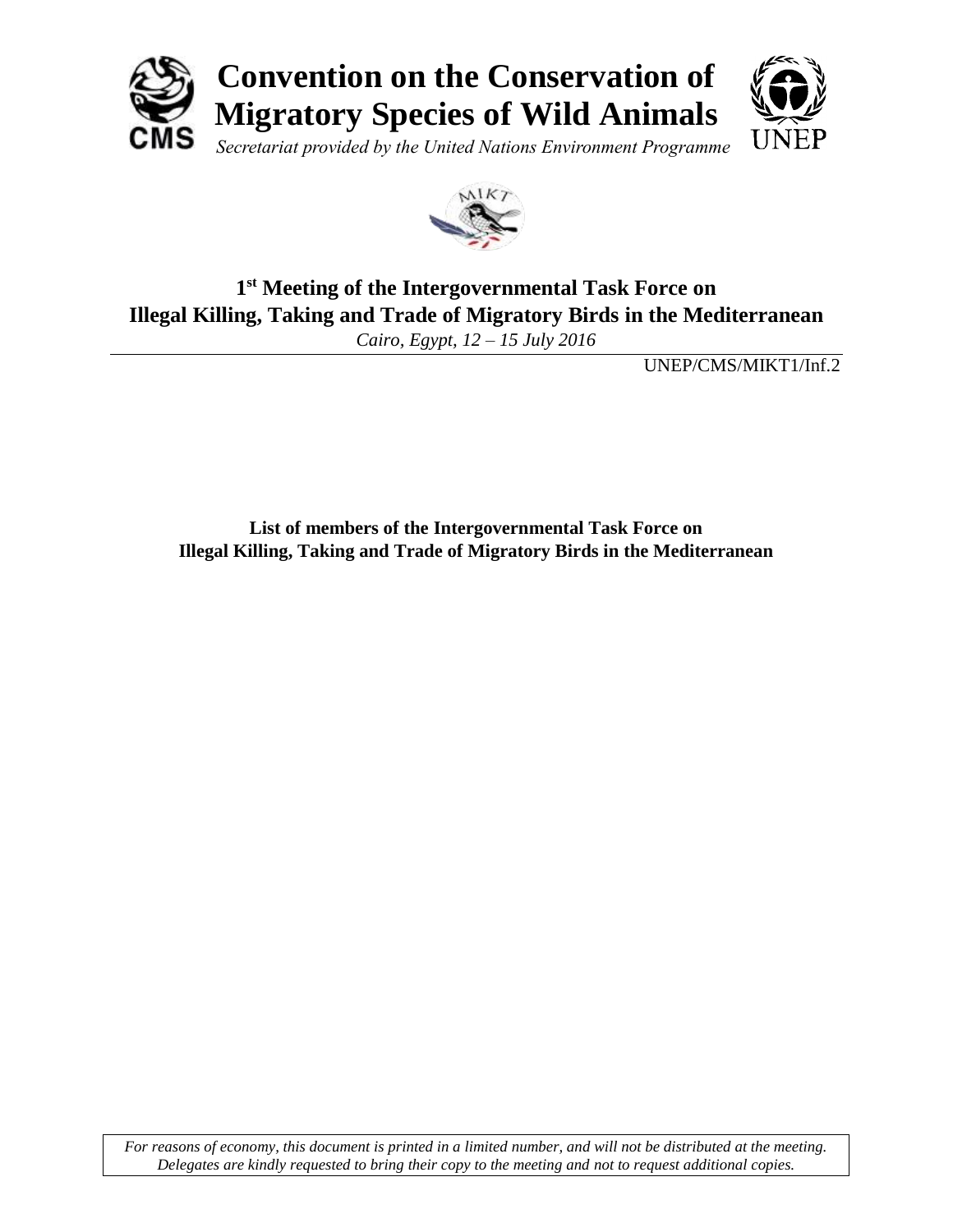# Convention on the Conservation of Migratory Species of Wild Animals

*Secretariat provided by the United Nations Environment Programme*

## 1st Meeting of the Intergovernmental Task Force on Illegal Killing, Taking and Trade of Migratory Birds in the Mediterranean

*Cairo, Egypt, 12 – 15 July 2016*

UNEP/CMS/MIKT1/Inf.2

**List of members of the Intergovernmental Task Force on Illegal Killing, Taking and Trade of Migratory Birds in the Mediterranean**

*For reasons of economy, this document is printed in a limited number, and will not be distributed at the meeting. Delegates are kindly requested to bring their copy to the meeting and not to request additional copies.*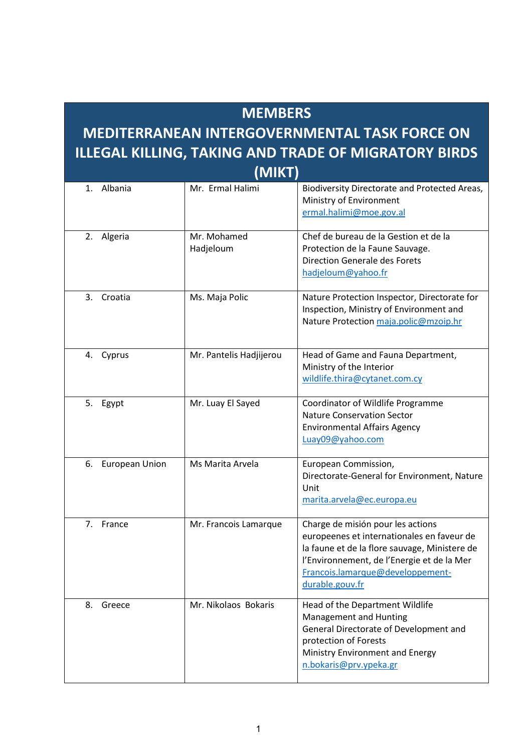# MEMBERS MEDITERRANEAN INTERGOVERNMENTAL TASK FORCE ON ILLEGAL KILLING, TAKING AND TRADE OF MIGRATORY BIRDS (MIKT)

| | | |
|---|---|---|
| 1. Albania | Mr. Ermal Halimi | Biodiversity Directorate and Protected Areas, Ministry of Environment ermal.halimi@moe.gov.al |
| 2. Algeria | Mr. Mohamed Hadjeloum | Chef de bureau de la Gestion et de la Protection de la Faune Sauvage. Direction Generale des Forets hadjeloum@yahoo.fr |
| 3. Croatia | Ms. Maja Polic | Nature Protection Inspector, Directorate for Inspection, Ministry of Environment and Nature Protection maja.polic@mzoip.hr |
| 4. Cyprus | Mr. Pantelis Hadjijerou | Head of Game and Fauna Department, Ministry of the Interior wildlife.thira@cytanet.com.cy |
| 5. Egypt | Mr. Luay El Sayed | Coordinator of Wildlife Programme Nature Conservation Sector Environmental Affairs Agency Luay09@yahoo.com |
| 6. European Union | Ms Marita Arvela | European Commission, Directorate-General for Environment, Nature Unit marita.arvela@ec.europa.eu |
| 7. France | Mr. Francois Lamarque | Charge de misión pour les actions europeenes et internationales en faveur de la faune et de la flore sauvage, Ministere de l'Environnement, de l'Energie et de la Mer Francois.lamarque@developpement-durable.gouv.fr |
| 8. Greece | Mr. Nikolaos Bokaris | Head of the Department Wildlife Management and Hunting General Directorate of Development and protection of Forests Ministry Environment and Energy n.bokaris@prv.ypeka.gr |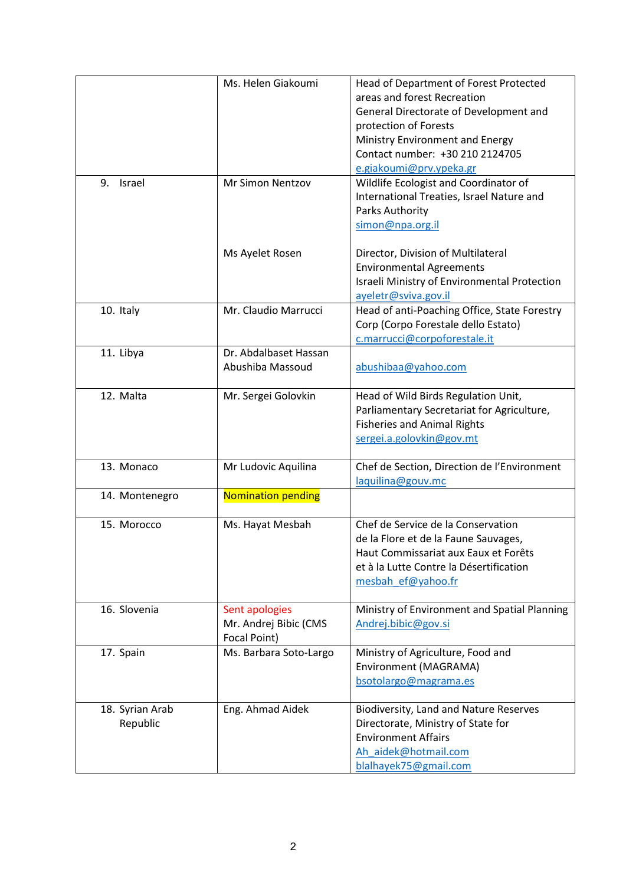| | | |
|---|---|---|
| | Ms. Helen Giakoumi | Head of Department of Forest Protected areas and forest Recreation<br>General Directorate of Development and protection of Forests<br>Ministry Environment and Energy<br>Contact number: +30 210 2124705<br>e.giakoumi@prv.ypeka.gr |
| 9. Israel | Mr Simon Nentzov<br><br><br><br>Ms Ayelet Rosen | Wildlife Ecologist and Coordinator of International Treaties, Israel Nature and Parks Authority<br>simon@npa.org.il<br><br>Director, Division of Multilateral Environmental Agreements<br>Israeli Ministry of Environmental Protection<br>ayeletr@sviva.gov.il |
| 10. Italy | Mr. Claudio Marrucci | Head of anti-Poaching Office, State Forestry Corp (Corpo Forestale dello Estato)<br>c.marrucci@corpoforestale.it |
| 11. Libya | Dr. Abdalbaset Hassan Abushiba Massoud | abushibaa@yahoo.com |
| 12. Malta | Mr. Sergei Golovkin | Head of Wild Birds Regulation Unit, Parliamentary Secretariat for Agriculture, Fisheries and Animal Rights<br>sergei.a.golovkin@gov.mt |
| 13. Monaco | Mr Ludovic Aquilina | Chef de Section, Direction de l'Environment<br>laquilina@gouv.mc |
| 14. Montenegro | Nomination pending | |
| 15. Morocco | Ms. Hayat Mesbah | Chef de Service de la Conservation de la Flore et de la Faune Sauvages, Haut Commissariat aux Eaux et Forêts et à la Lutte Contre la Désertification<br>mesbah_ef@yahoo.fr |
| 16. Slovenia | Sent apologies<br>Mr. Andrej Bibic (CMS Focal Point) | Ministry of Environment and Spatial Planning<br>Andrej.bibic@gov.si |
| 17. Spain | Ms. Barbara Soto-Largo | Ministry of Agriculture, Food and Environment (MAGRAMA)<br>bsotolargo@magrama.es |
| 18. Syrian Arab Republic | Eng. Ahmad Aidek | Biodiversity, Land and Nature Reserves Directorate, Ministry of State for Environment Affairs<br>Ah_aidek@hotmail.com<br>blalhayek75@gmail.com |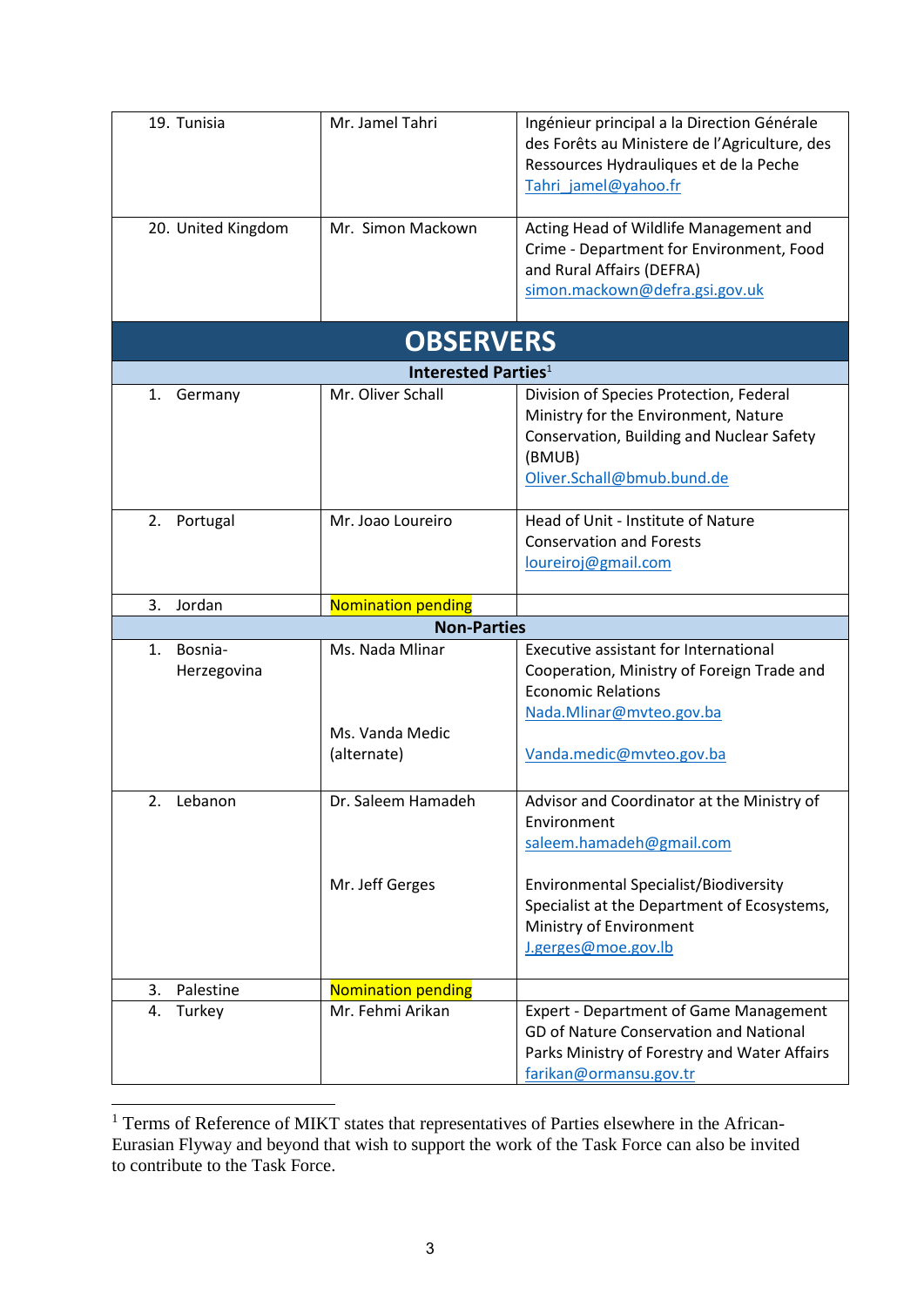| | | |
|---|---|---|
| 19. Tunisia | Mr. Jamel Tahri | Ingénieur principal a la Direction Générale des Forêts au Ministere de l'Agriculture, des Ressources Hydrauliques et de la Peche<br>Tahri_jamel@yahoo.fr |
| 20. United Kingdom | Mr. Simon Mackown | Acting Head of Wildlife Management and Crime - Department for Environment, Food and Rural Affairs (DEFRA)<br>simon.mackown@defra.gsi.gov.uk |
| **OBSERVERS** | | |
| **Interested Parties**[1] | | |
| 1. Germany | Mr. Oliver Schall | Division of Species Protection, Federal Ministry for the Environment, Nature Conservation, Building and Nuclear Safety (BMUB)<br>Oliver.Schall@bmub.bund.de |
| 2. Portugal | Mr. Joao Loureiro | Head of Unit - Institute of Nature Conservation and Forests<br>loureiroj@gmail.com |
| 3. Jordan | Nomination pending | |
| **Non-Parties** | | |
| 1. Bosnia-Herzegovina | Ms. Nada Mlinar<br><br>Ms. Vanda Medic (alternate) | Executive assistant for International Cooperation, Ministry of Foreign Trade and Economic Relations<br>Nada.Mlinar@mvteo.gov.ba<br><br>Vanda.medic@mvteo.gov.ba |
| 2. Lebanon | Dr. Saleem Hamadeh<br><br>Mr. Jeff Gerges | Advisor and Coordinator at the Ministry of Environment<br>saleem.hamadeh@gmail.com<br><br>Environmental Specialist/Biodiversity Specialist at the Department of Ecosystems, Ministry of Environment<br>J.gerges@moe.gov.lb |
| 3. Palestine | Nomination pending | |
| 4. Turkey | Mr. Fehmi Arikan | Expert - Department of Game Management GD of Nature Conservation and National Parks Ministry of Forestry and Water Affairs<br>farikan@ormansu.gov.tr |

[1] Terms of Reference of MIKT states that representatives of Parties elsewhere in the African-Eurasian Flyway and beyond that wish to support the work of the Task Force can also be invited to contribute to the Task Force.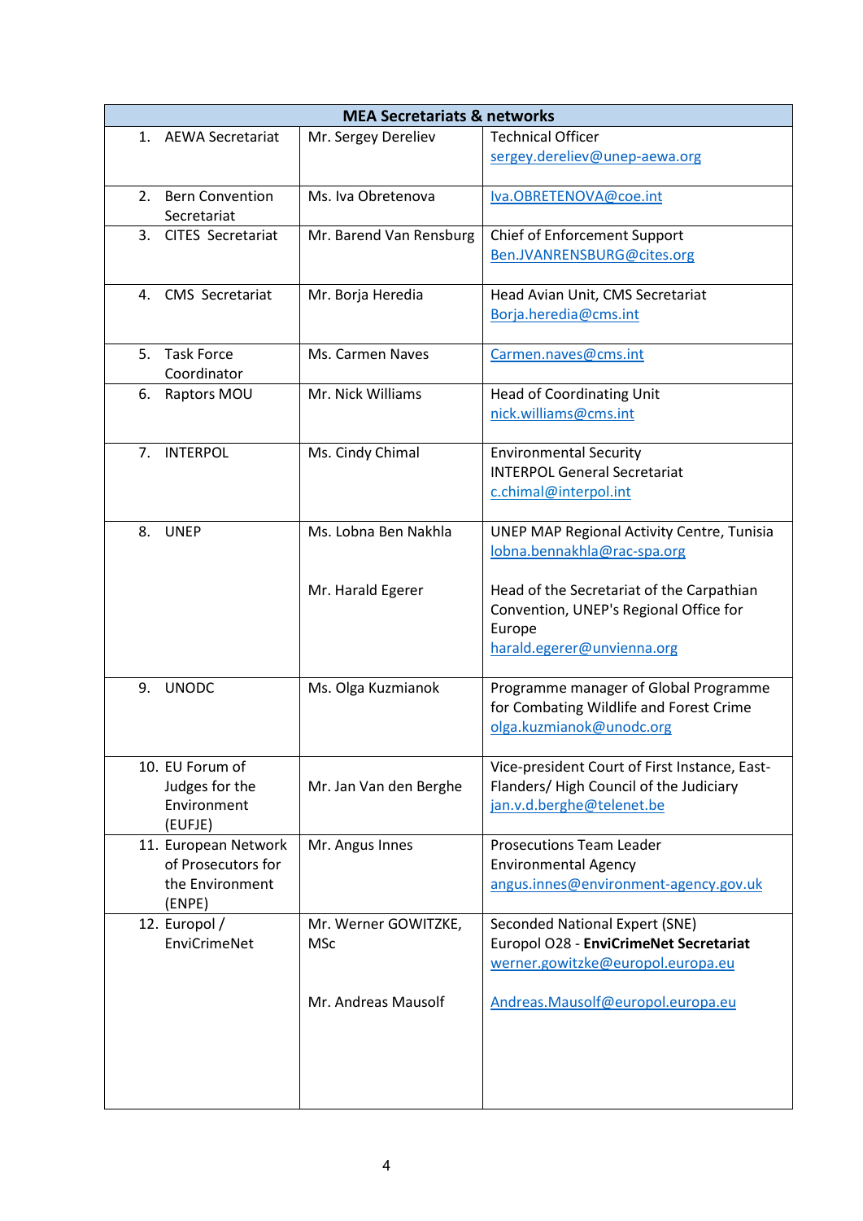| MEA Secretariats & networks | | |
|---|---|---|
| 1. AEWA Secretariat | Mr. Sergey Dereliev | Technical Officer<br>sergey.dereliev@unep-aewa.org |
| 2. Bern Convention Secretariat | Ms. Iva Obretenova | Iva.OBRETENOVA@coe.int |
| 3. CITES Secretariat | Mr. Barend Van Rensburg | Chief of Enforcement Support<br>Ben.JVANRENSBURG@cites.org |
| 4. CMS Secretariat | Mr. Borja Heredia | Head Avian Unit, CMS Secretariat<br>Borja.heredia@cms.int |
| 5. Task Force Coordinator | Ms. Carmen Naves | Carmen.naves@cms.int |
| 6. Raptors MOU | Mr. Nick Williams | Head of Coordinating Unit<br>nick.williams@cms.int |
| 7. INTERPOL | Ms. Cindy Chimal | Environmental Security<br>INTERPOL General Secretariat<br>c.chimal@interpol.int |
| 8. UNEP | Ms. Lobna Ben Nakhla<br><br>Mr. Harald Egerer | UNEP MAP Regional Activity Centre, Tunisia<br>lobna.bennakhla@rac-spa.org<br><br>Head of the Secretariat of the Carpathian Convention, UNEP's Regional Office for Europe<br>harald.egerer@unvienna.org |
| 9. UNODC | Ms. Olga Kuzmianok | Programme manager of Global Programme for Combating Wildlife and Forest Crime<br>olga.kuzmianok@unodc.org |
| 10. EU Forum of Judges for the Environment (EUFJE) | Mr. Jan Van den Berghe | Vice-president Court of First Instance, East-Flanders/ High Council of the Judiciary<br>jan.v.d.berghe@telenet.be |
| 11. European Network of Prosecutors for the Environment (ENPE) | Mr. Angus Innes | Prosecutions Team Leader<br>Environmental Agency<br>angus.innes@environment-agency.gov.uk |
| 12. Europol / EnviCrimeNet | Mr. Werner GOWITZKE, MSc<br><br>Mr. Andreas Mausolf | Seconded National Expert (SNE)<br>Europol O28 - **EnviCrimeNet Secretariat**<br>werner.gowitzke@europol.europa.eu<br><br>Andreas.Mausolf@europol.europa.eu |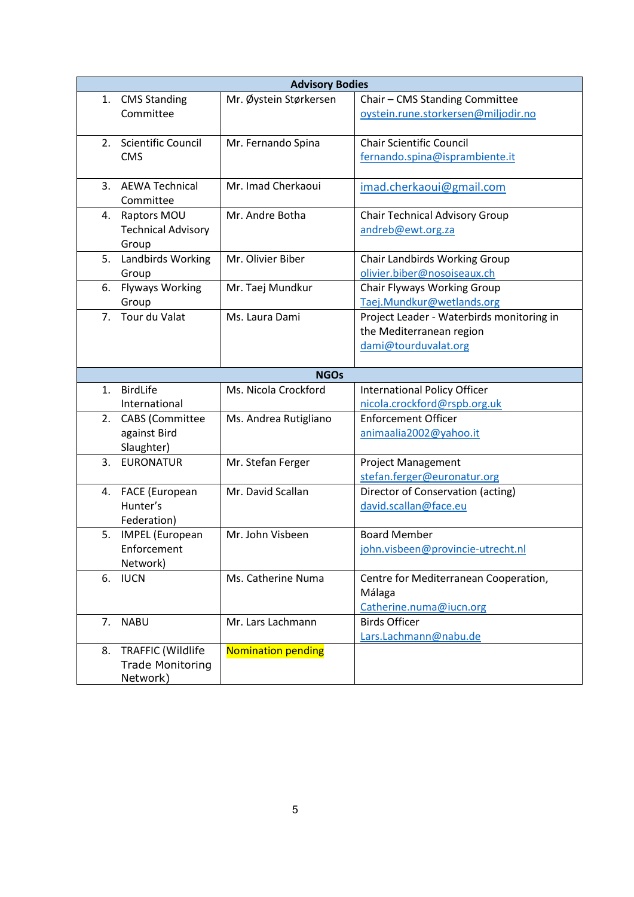| | | |
|---|---|---|
| **Advisory Bodies** | | |
| 1. CMS Standing Committee | Mr. Øystein Størkersen | Chair – CMS Standing Committee oystein.rune.storkersen@miljodir.no |
| 2. Scientific Council CMS | Mr. Fernando Spina | Chair Scientific Council fernando.spina@isprambiente.it |
| 3. AEWA Technical Committee | Mr. Imad Cherkaoui | imad.cherkaoui@gmail.com |
| 4. Raptors MOU Technical Advisory Group | Mr. Andre Botha | Chair Technical Advisory Group andreb@ewt.org.za |
| 5. Landbirds Working Group | Mr. Olivier Biber | Chair Landbirds Working Group olivier.biber@nosoiseaux.ch |
| 6. Flyways Working Group | Mr. Taej Mundkur | Chair Flyways Working Group Taej.Mundkur@wetlands.org |
| 7. Tour du Valat | Ms. Laura Dami | Project Leader - Waterbirds monitoring in the Mediterranean region dami@tourduvalat.org |
| **NGOs** | | |
| 1. BirdLife International | Ms. Nicola Crockford | International Policy Officer nicola.crockford@rspb.org.uk |
| 2. CABS (Committee against Bird Slaughter) | Ms. Andrea Rutigliano | Enforcement Officer animaalia2002@yahoo.it |
| 3. EURONATUR | Mr. Stefan Ferger | Project Management stefan.ferger@euronatur.org |
| 4. FACE (European Hunter's Federation) | Mr. David Scallan | Director of Conservation (acting) david.scallan@face.eu |
| 5. IMPEL (European Enforcement Network) | Mr. John Visbeen | Board Member john.visbeen@provincie-utrecht.nl |
| 6. IUCN | Ms. Catherine Numa | Centre for Mediterranean Cooperation, Málaga Catherine.numa@iucn.org |
| 7. NABU | Mr. Lars Lachmann | Birds Officer Lars.Lachmann@nabu.de |
| 8. TRAFFIC (Wildlife Trade Monitoring Network) | Nomination pending | |